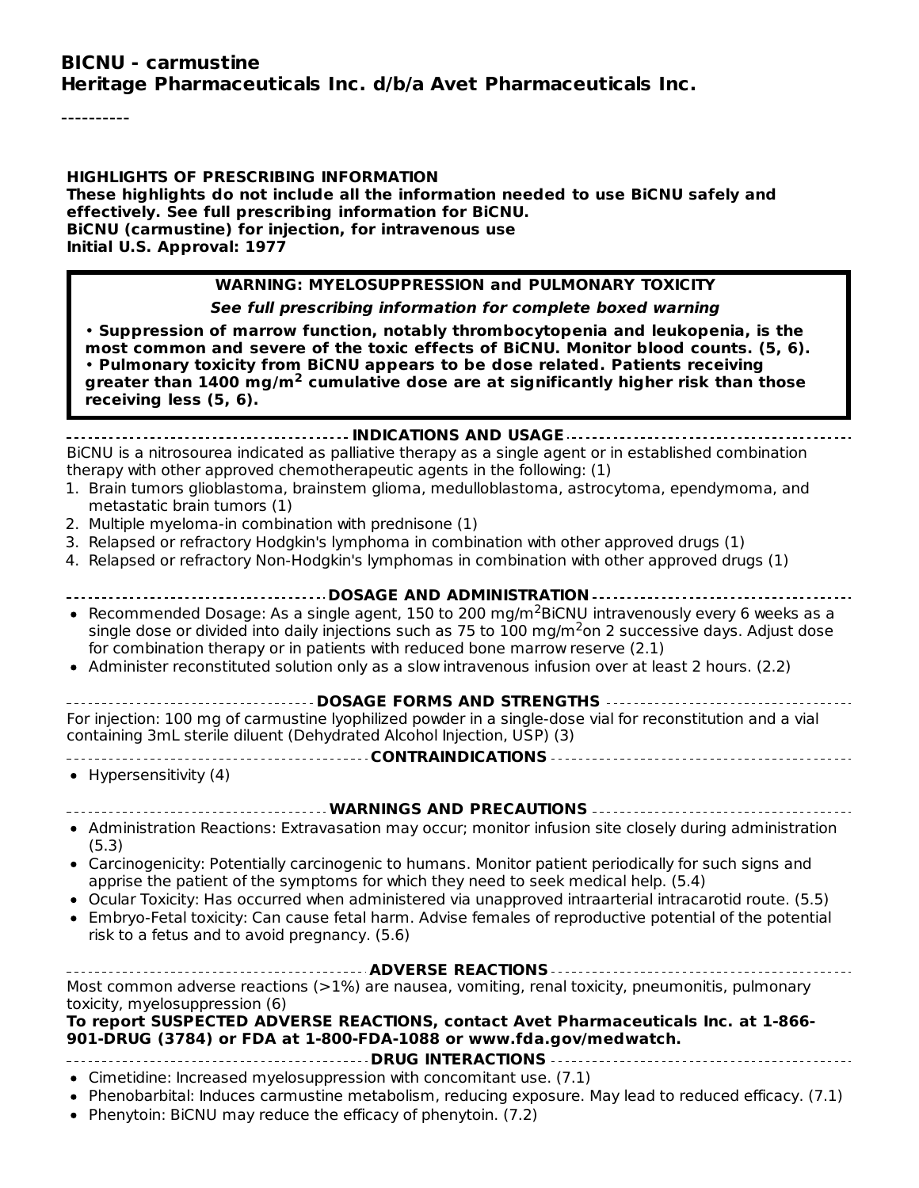# BICNU - carmustine
## Heritage Pharmaceuticals Inc. d/b/a Avet Pharmaceuticals Inc.

----------

**HIGHLIGHTS OF PRESCRIBING INFORMATION**
**These highlights do not include all the information needed to use BiCNU safely and effectively. See full prescribing information for BiCNU.**
**BiCNU (carmustine) for injection, for intravenous use**
**Initial U.S. Approval: 1977**

> **WARNING: MYELOSUPPRESSION and PULMONARY TOXICITY**
>
> ***See full prescribing information for complete boxed warning***
>
> - **Suppression of marrow function, notably thrombocytopenia and leukopenia, is the most common and severe of the toxic effects of BiCNU. Monitor blood counts. (5, 6).**
> - **Pulmonary toxicity from BiCNU appears to be dose related. Patients receiving greater than 1400 mg/m$^2$ cumulative dose are at significantly higher risk than those receiving less (5, 6).**

### INDICATIONS AND USAGE

BiCNU is a nitrosourea indicated as palliative therapy as a single agent or in established combination therapy with other approved chemotherapeutic agents in the following: (1)

1. Brain tumors glioblastoma, brainstem glioma, medulloblastoma, astrocytoma, ependymoma, and metastatic brain tumors (1)
2. Multiple myeloma-in combination with prednisone (1)
3. Relapsed or refractory Hodgkin's lymphoma in combination with other approved drugs (1)
4. Relapsed or refractory Non-Hodgkin's lymphomas in combination with other approved drugs (1)

### DOSAGE AND ADMINISTRATION

- Recommended Dosage: As a single agent, 150 to 200 mg/m$^2$BiCNU intravenously every 6 weeks as a single dose or divided into daily injections such as 75 to 100 mg/m$^2$on 2 successive days. Adjust dose for combination therapy or in patients with reduced bone marrow reserve (2.1)
- Administer reconstituted solution only as a slow intravenous infusion over at least 2 hours. (2.2)

### DOSAGE FORMS AND STRENGTHS

For injection: 100 mg of carmustine lyophilized powder in a single-dose vial for reconstitution and a vial containing 3mL sterile diluent (Dehydrated Alcohol Injection, USP) (3)

### CONTRAINDICATIONS

- Hypersensitivity (4)

### WARNINGS AND PRECAUTIONS

- Administration Reactions: Extravasation may occur; monitor infusion site closely during administration (5.3)
- Carcinogenicity: Potentially carcinogenic to humans. Monitor patient periodically for such signs and apprise the patient of the symptoms for which they need to seek medical help. (5.4)
- Ocular Toxicity: Has occurred when administered via unapproved intraarterial intracarotid route. (5.5)
- Embryo-Fetal toxicity: Can cause fetal harm. Advise females of reproductive potential of the potential risk to a fetus and to avoid pregnancy. (5.6)

### ADVERSE REACTIONS

Most common adverse reactions (>1%) are nausea, vomiting, renal toxicity, pneumonitis, pulmonary toxicity, myelosuppression (6)

**To report SUSPECTED ADVERSE REACTIONS, contact Avet Pharmaceuticals Inc. at 1-866-901-DRUG (3784) or FDA at 1-800-FDA-1088 or www.fda.gov/medwatch.**

### DRUG INTERACTIONS

- Cimetidine: Increased myelosuppression with concomitant use. (7.1)
- Phenobarbital: Induces carmustine metabolism, reducing exposure. May lead to reduced efficacy. (7.1)
- Phenytoin: BiCNU may reduce the efficacy of phenytoin. (7.2)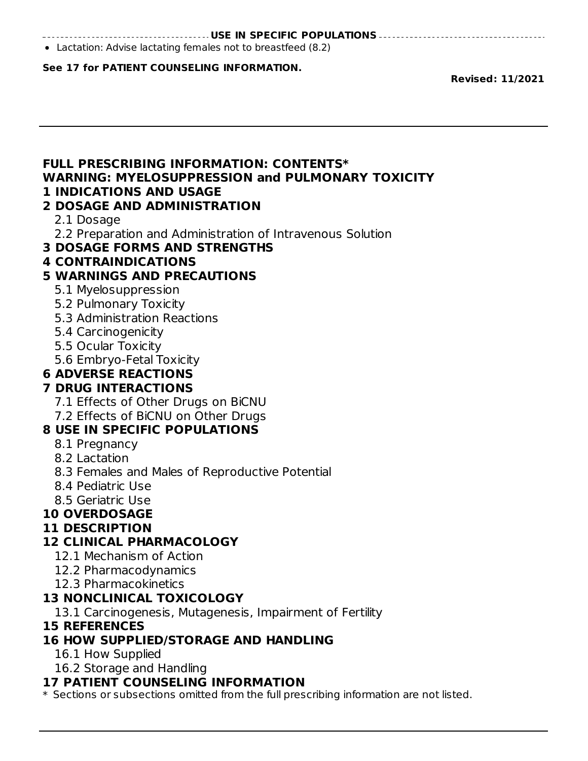## USE IN SPECIFIC POPULATIONS

- Lactation: Advise lactating females not to breastfeed (8.2)

**See 17 for PATIENT COUNSELING INFORMATION.**

**Revised: 11/2021**

---

# FULL PRESCRIBING INFORMATION: CONTENTS*

**WARNING: MYELOSUPPRESSION and PULMONARY TOXICITY**

**1 INDICATIONS AND USAGE**

**2 DOSAGE AND ADMINISTRATION**

- 2.1 Dosage
- 2.2 Preparation and Administration of Intravenous Solution

**3 DOSAGE FORMS AND STRENGTHS**

**4 CONTRAINDICATIONS**

**5 WARNINGS AND PRECAUTIONS**

- 5.1 Myelosuppression
- 5.2 Pulmonary Toxicity
- 5.3 Administration Reactions
- 5.4 Carcinogenicity
- 5.5 Ocular Toxicity
- 5.6 Embryo-Fetal Toxicity

**6 ADVERSE REACTIONS**

**7 DRUG INTERACTIONS**

- 7.1 Effects of Other Drugs on BiCNU
- 7.2 Effects of BiCNU on Other Drugs

**8 USE IN SPECIFIC POPULATIONS**

- 8.1 Pregnancy
- 8.2 Lactation
- 8.3 Females and Males of Reproductive Potential
- 8.4 Pediatric Use
- 8.5 Geriatric Use

**10 OVERDOSAGE**

**11 DESCRIPTION**

**12 CLINICAL PHARMACOLOGY**

- 12.1 Mechanism of Action
- 12.2 Pharmacodynamics
- 12.3 Pharmacokinetics

**13 NONCLINICAL TOXICOLOGY**

- 13.1 Carcinogenesis, Mutagenesis, Impairment of Fertility

**15 REFERENCES**

**16 HOW SUPPLIED/STORAGE AND HANDLING**

- 16.1 How Supplied
- 16.2 Storage and Handling

**17 PATIENT COUNSELING INFORMATION**

\* Sections or subsections omitted from the full prescribing information are not listed.

---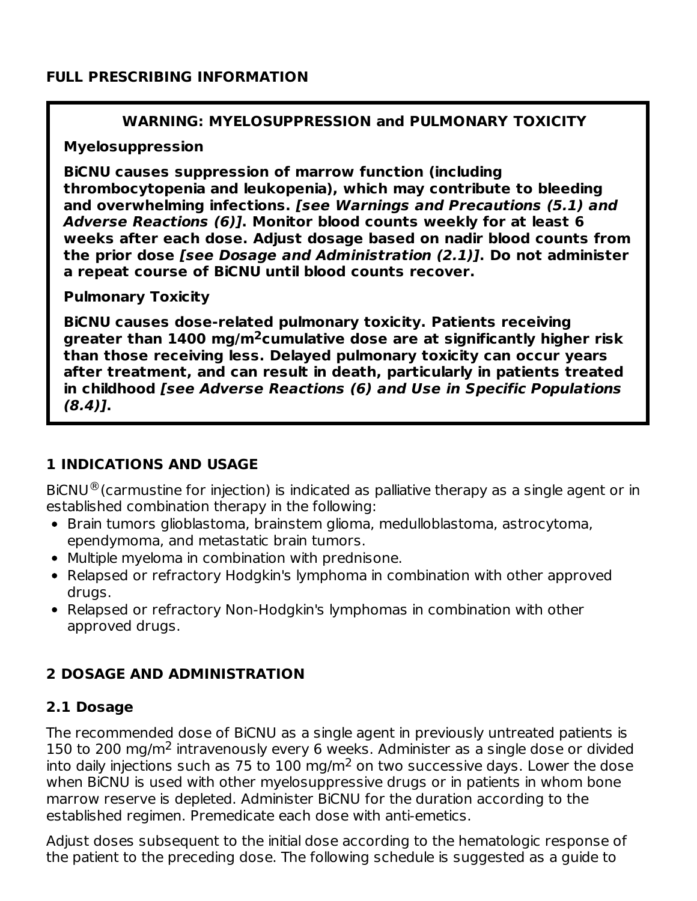## FULL PRESCRIBING INFORMATION

**WARNING: MYELOSUPPRESSION and PULMONARY TOXICITY**

**Myelosuppression**

**BiCNU causes suppression of marrow function (including thrombocytopenia and leukopenia), which may contribute to bleeding and overwhelming infections.** ***[see Warnings and Precautions (5.1) and Adverse Reactions (6)]*****. Monitor blood counts weekly for at least 6 weeks after each dose. Adjust dosage based on nadir blood counts from the prior dose** ***[see Dosage and Administration (2.1)]*****. Do not administer a repeat course of BiCNU until blood counts recover.**

**Pulmonary Toxicity**

**BiCNU causes dose-related pulmonary toxicity. Patients receiving greater than 1400 mg/m$^2$cumulative dose are at significantly higher risk than those receiving less. Delayed pulmonary toxicity can occur years after treatment, and can result in death, particularly in patients treated in childhood** ***[see Adverse Reactions (6) and Use in Specific Populations (8.4)]*****.**

## 1 INDICATIONS AND USAGE

BiCNU® (carmustine for injection) is indicated as palliative therapy as a single agent or in established combination therapy in the following:

- Brain tumors glioblastoma, brainstem glioma, medulloblastoma, astrocytoma, ependymoma, and metastatic brain tumors.
- Multiple myeloma in combination with prednisone.
- Relapsed or refractory Hodgkin's lymphoma in combination with other approved drugs.
- Relapsed or refractory Non-Hodgkin's lymphomas in combination with other approved drugs.

## 2 DOSAGE AND ADMINISTRATION

### 2.1 Dosage

The recommended dose of BiCNU as a single agent in previously untreated patients is 150 to 200 mg/m$^2$ intravenously every 6 weeks. Administer as a single dose or divided into daily injections such as 75 to 100 mg/m$^2$ on two successive days. Lower the dose when BiCNU is used with other myelosuppressive drugs or in patients in whom bone marrow reserve is depleted. Administer BiCNU for the duration according to the established regimen. Premedicate each dose with anti-emetics.

Adjust doses subsequent to the initial dose according to the hematologic response of the patient to the preceding dose. The following schedule is suggested as a guide to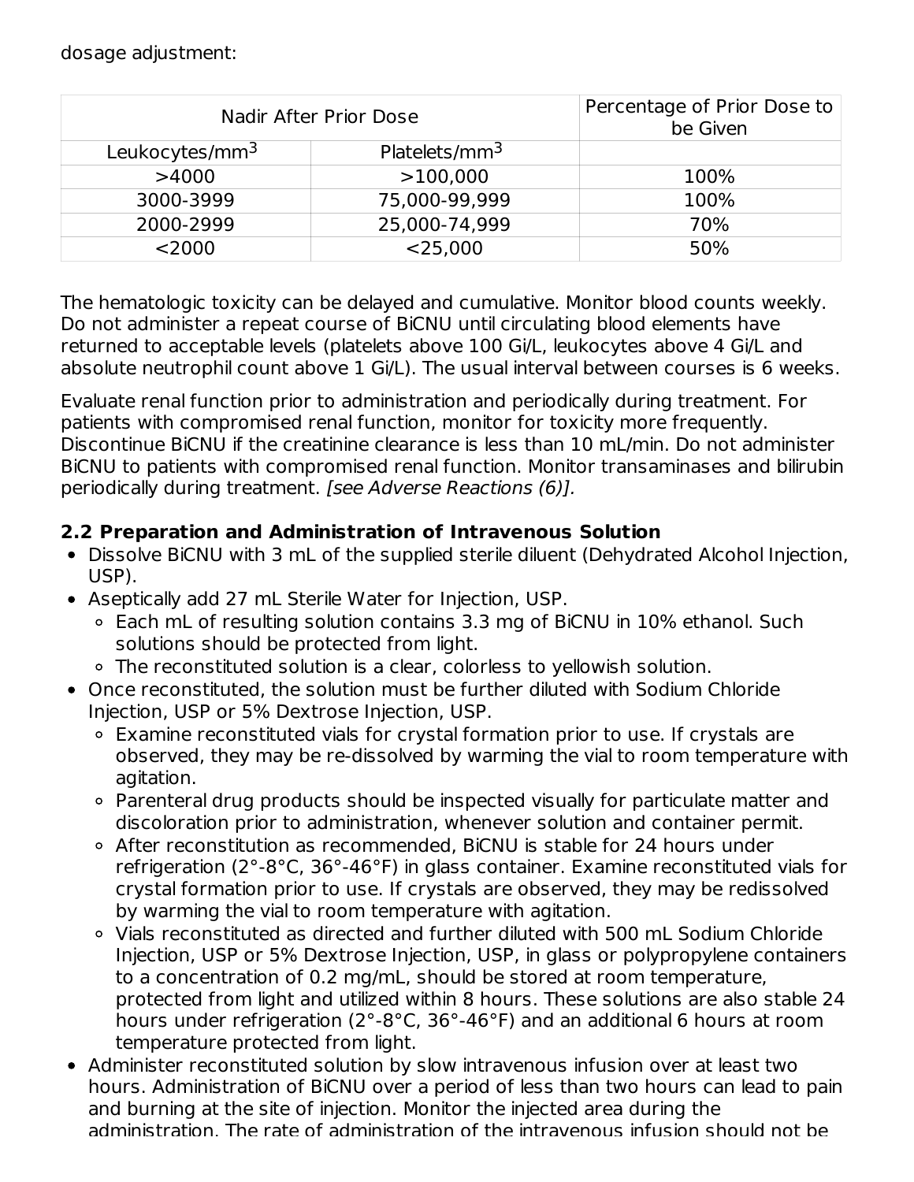dosage adjustment:

| Nadir After Prior Dose | | Percentage of Prior Dose to be Given |
|---|---|---|
| Leukocytes/mm$^3$ | Platelets/mm$^3$ | |
| >4000 | >100,000 | 100% |
| 3000-3999 | 75,000-99,999 | 100% |
| 2000-2999 | 25,000-74,999 | 70% |
| <2000 | <25,000 | 50% |

The hematologic toxicity can be delayed and cumulative. Monitor blood counts weekly. Do not administer a repeat course of BiCNU until circulating blood elements have returned to acceptable levels (platelets above 100 Gi/L, leukocytes above 4 Gi/L and absolute neutrophil count above 1 Gi/L). The usual interval between courses is 6 weeks.

Evaluate renal function prior to administration and periodically during treatment. For patients with compromised renal function, monitor for toxicity more frequently. Discontinue BiCNU if the creatinine clearance is less than 10 mL/min. Do not administer BiCNU to patients with compromised renal function. Monitor transaminases and bilirubin periodically during treatment. *[see Adverse Reactions (6)].*

### 2.2 Preparation and Administration of Intravenous Solution

- Dissolve BiCNU with 3 mL of the supplied sterile diluent (Dehydrated Alcohol Injection, USP).
- Aseptically add 27 mL Sterile Water for Injection, USP.
  - Each mL of resulting solution contains 3.3 mg of BiCNU in 10% ethanol. Such solutions should be protected from light.
  - The reconstituted solution is a clear, colorless to yellowish solution.
- Once reconstituted, the solution must be further diluted with Sodium Chloride Injection, USP or 5% Dextrose Injection, USP.
  - Examine reconstituted vials for crystal formation prior to use. If crystals are observed, they may be re-dissolved by warming the vial to room temperature with agitation.
  - Parenteral drug products should be inspected visually for particulate matter and discoloration prior to administration, whenever solution and container permit.
  - After reconstitution as recommended, BiCNU is stable for 24 hours under refrigeration (2°-8°C, 36°-46°F) in glass container. Examine reconstituted vials for crystal formation prior to use. If crystals are observed, they may be redissolved by warming the vial to room temperature with agitation.
  - Vials reconstituted as directed and further diluted with 500 mL Sodium Chloride Injection, USP or 5% Dextrose Injection, USP, in glass or polypropylene containers to a concentration of 0.2 mg/mL, should be stored at room temperature, protected from light and utilized within 8 hours. These solutions are also stable 24 hours under refrigeration (2°-8°C, 36°-46°F) and an additional 6 hours at room temperature protected from light.
- Administer reconstituted solution by slow intravenous infusion over at least two hours. Administration of BiCNU over a period of less than two hours can lead to pain and burning at the site of injection. Monitor the injected area during the administration. The rate of administration of the intravenous infusion should not be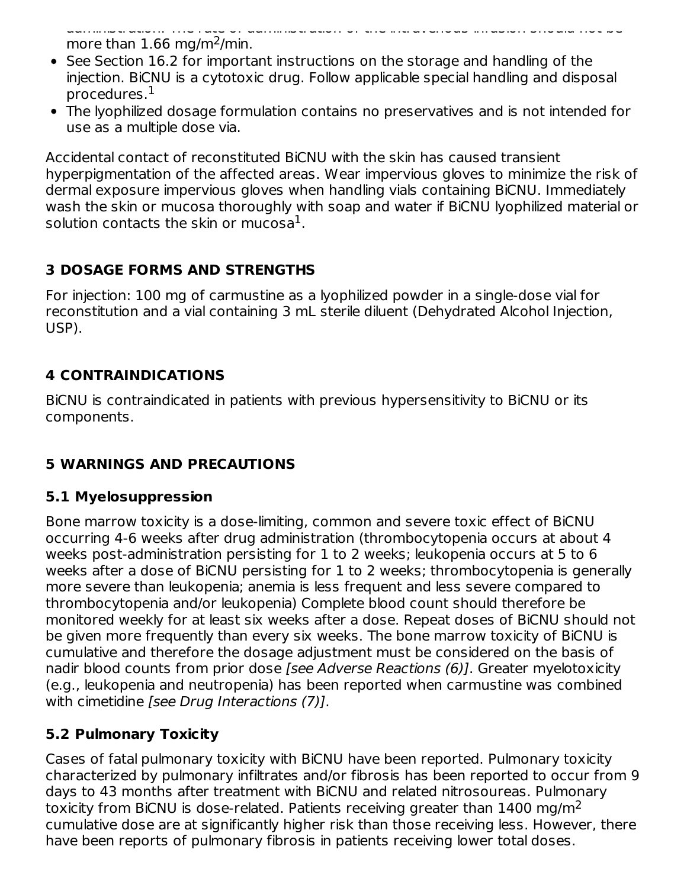administration. The rate of administration of the intravenous infusion should not be more than 1.66 mg/m$^2$/min.

- See Section 16.2 for important instructions on the storage and handling of the injection. BiCNU is a cytotoxic drug. Follow applicable special handling and disposal procedures.[1]
- The lyophilized dosage formulation contains no preservatives and is not intended for use as a multiple dose via.

Accidental contact of reconstituted BiCNU with the skin has caused transient hyperpigmentation of the affected areas. Wear impervious gloves to minimize the risk of dermal exposure impervious gloves when handling vials containing BiCNU. Immediately wash the skin or mucosa thoroughly with soap and water if BiCNU lyophilized material or solution contacts the skin or mucosa[1].

## 3 DOSAGE FORMS AND STRENGTHS

For injection: 100 mg of carmustine as a lyophilized powder in a single-dose vial for reconstitution and a vial containing 3 mL sterile diluent (Dehydrated Alcohol Injection, USP).

## 4 CONTRAINDICATIONS

BiCNU is contraindicated in patients with previous hypersensitivity to BiCNU or its components.

## 5 WARNINGS AND PRECAUTIONS

### 5.1 Myelosuppression

Bone marrow toxicity is a dose-limiting, common and severe toxic effect of BiCNU occurring 4-6 weeks after drug administration (thrombocytopenia occurs at about 4 weeks post-administration persisting for 1 to 2 weeks; leukopenia occurs at 5 to 6 weeks after a dose of BiCNU persisting for 1 to 2 weeks; thrombocytopenia is generally more severe than leukopenia; anemia is less frequent and less severe compared to thrombocytopenia and/or leukopenia) Complete blood count should therefore be monitored weekly for at least six weeks after a dose. Repeat doses of BiCNU should not be given more frequently than every six weeks. The bone marrow toxicity of BiCNU is cumulative and therefore the dosage adjustment must be considered on the basis of nadir blood counts from prior dose *[see Adverse Reactions (6)]*. Greater myelotoxicity (e.g., leukopenia and neutropenia) has been reported when carmustine was combined with cimetidine *[see Drug Interactions (7)]*.

### 5.2 Pulmonary Toxicity

Cases of fatal pulmonary toxicity with BiCNU have been reported. Pulmonary toxicity characterized by pulmonary infiltrates and/or fibrosis has been reported to occur from 9 days to 43 months after treatment with BiCNU and related nitrosoureas. Pulmonary toxicity from BiCNU is dose-related. Patients receiving greater than 1400 mg/m$^2$ cumulative dose are at significantly higher risk than those receiving less. However, there have been reports of pulmonary fibrosis in patients receiving lower total doses.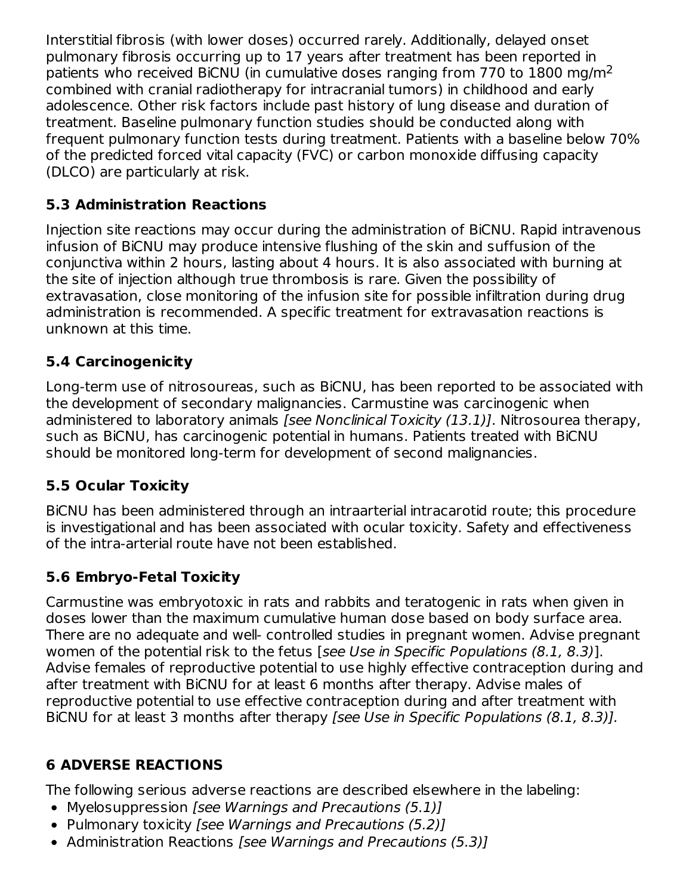Interstitial fibrosis (with lower doses) occurred rarely. Additionally, delayed onset pulmonary fibrosis occurring up to 17 years after treatment has been reported in patients who received BiCNU (in cumulative doses ranging from 770 to 1800 mg/m$^2$ combined with cranial radiotherapy for intracranial tumors) in childhood and early adolescence. Other risk factors include past history of lung disease and duration of treatment. Baseline pulmonary function studies should be conducted along with frequent pulmonary function tests during treatment. Patients with a baseline below 70% of the predicted forced vital capacity (FVC) or carbon monoxide diffusing capacity (DLCO) are particularly at risk.

### 5.3 Administration Reactions

Injection site reactions may occur during the administration of BiCNU. Rapid intravenous infusion of BiCNU may produce intensive flushing of the skin and suffusion of the conjunctiva within 2 hours, lasting about 4 hours. It is also associated with burning at the site of injection although true thrombosis is rare. Given the possibility of extravasation, close monitoring of the infusion site for possible infiltration during drug administration is recommended. A specific treatment for extravasation reactions is unknown at this time.

### 5.4 Carcinogenicity

Long-term use of nitrosoureas, such as BiCNU, has been reported to be associated with the development of secondary malignancies. Carmustine was carcinogenic when administered to laboratory animals *[see Nonclinical Toxicity (13.1)]*. Nitrosourea therapy, such as BiCNU, has carcinogenic potential in humans. Patients treated with BiCNU should be monitored long-term for development of second malignancies.

### 5.5 Ocular Toxicity

BiCNU has been administered through an intraarterial intracarotid route; this procedure is investigational and has been associated with ocular toxicity. Safety and effectiveness of the intra-arterial route have not been established.

### 5.6 Embryo-Fetal Toxicity

Carmustine was embryotoxic in rats and rabbits and teratogenic in rats when given in doses lower than the maximum cumulative human dose based on body surface area. There are no adequate and well- controlled studies in pregnant women. Advise pregnant women of the potential risk to the fetus [*see Use in Specific Populations (8.1, 8.3)*]. Advise females of reproductive potential to use highly effective contraception during and after treatment with BiCNU for at least 6 months after therapy. Advise males of reproductive potential to use effective contraception during and after treatment with BiCNU for at least 3 months after therapy *[see Use in Specific Populations (8.1, 8.3)].*

## 6 ADVERSE REACTIONS

The following serious adverse reactions are described elsewhere in the labeling:

- Myelosuppression *[see Warnings and Precautions (5.1)]*
- Pulmonary toxicity *[see Warnings and Precautions (5.2)]*
- Administration Reactions *[see Warnings and Precautions (5.3)]*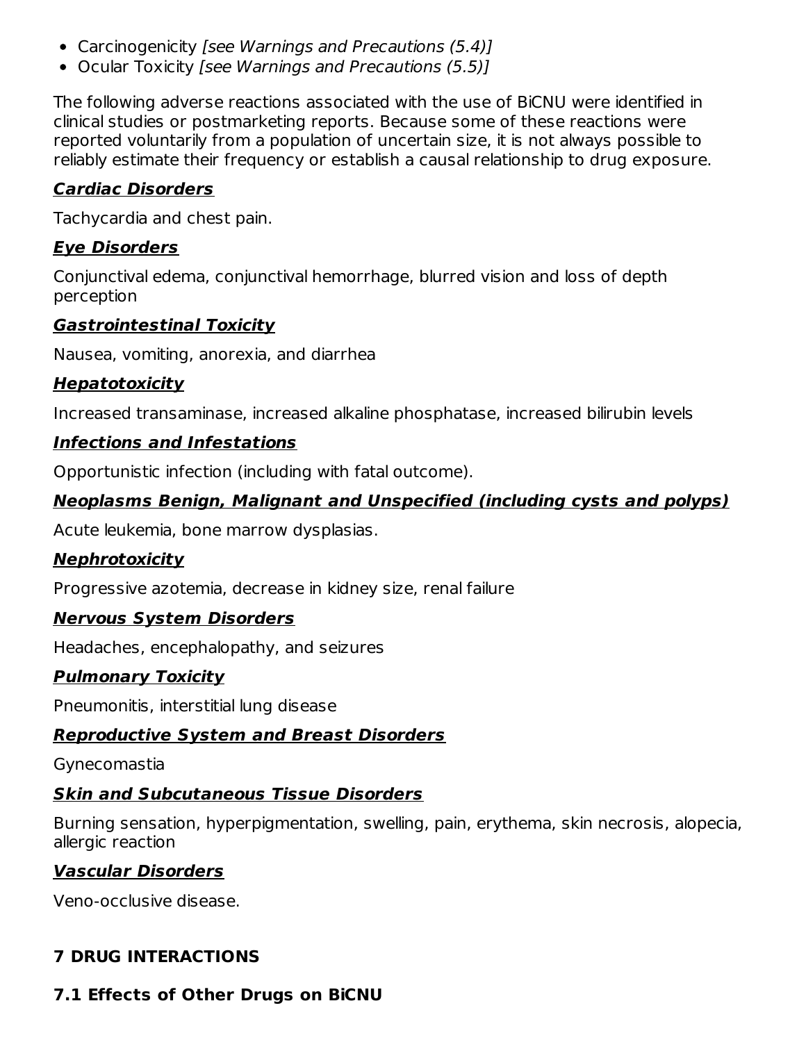- Carcinogenicity *[see Warnings and Precautions (5.4)]*
- Ocular Toxicity *[see Warnings and Precautions (5.5)]*

The following adverse reactions associated with the use of BiCNU were identified in clinical studies or postmarketing reports. Because some of these reactions were reported voluntarily from a population of uncertain size, it is not always possible to reliably estimate their frequency or establish a causal relationship to drug exposure.

***Cardiac Disorders***

Tachycardia and chest pain.

***Eye Disorders***

Conjunctival edema, conjunctival hemorrhage, blurred vision and loss of depth perception

***Gastrointestinal Toxicity***

Nausea, vomiting, anorexia, and diarrhea

***Hepatotoxicity***

Increased transaminase, increased alkaline phosphatase, increased bilirubin levels

***Infections and Infestations***

Opportunistic infection (including with fatal outcome).

***Neoplasms Benign, Malignant and Unspecified (including cysts and polyps)***

Acute leukemia, bone marrow dysplasias.

***Nephrotoxicity***

Progressive azotemia, decrease in kidney size, renal failure

***Nervous System Disorders***

Headaches, encephalopathy, and seizures

***Pulmonary Toxicity***

Pneumonitis, interstitial lung disease

***Reproductive System and Breast Disorders***

Gynecomastia

***Skin and Subcutaneous Tissue Disorders***

Burning sensation, hyperpigmentation, swelling, pain, erythema, skin necrosis, alopecia, allergic reaction

***Vascular Disorders***

Veno-occlusive disease.

## 7 DRUG INTERACTIONS

### 7.1 Effects of Other Drugs on BiCNU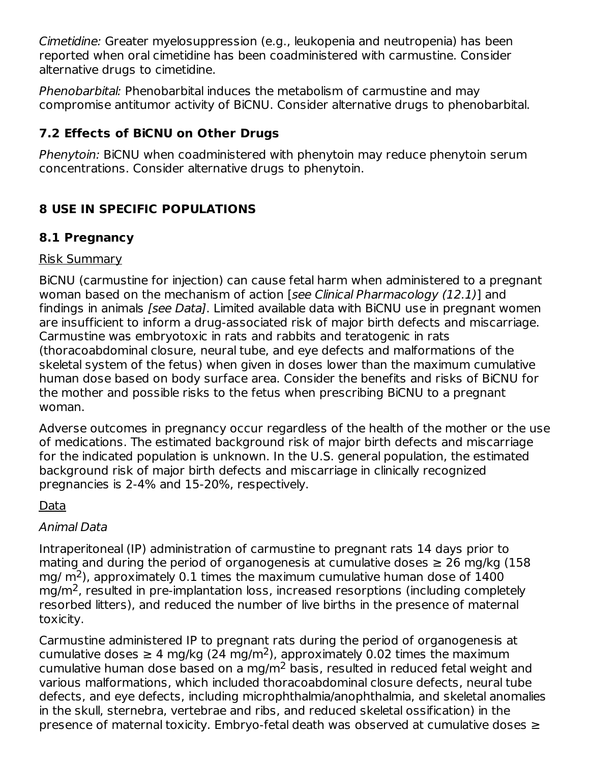*Cimetidine:* Greater myelosuppression (e.g., leukopenia and neutropenia) has been reported when oral cimetidine has been coadministered with carmustine. Consider alternative drugs to cimetidine.

*Phenobarbital:* Phenobarbital induces the metabolism of carmustine and may compromise antitumor activity of BiCNU. Consider alternative drugs to phenobarbital.

## 7.2 Effects of BiCNU on Other Drugs

*Phenytoin:* BiCNU when coadministered with phenytoin may reduce phenytoin serum concentrations. Consider alternative drugs to phenytoin.

# 8 USE IN SPECIFIC POPULATIONS

## 8.1 Pregnancy

Risk Summary

BiCNU (carmustine for injection) can cause fetal harm when administered to a pregnant woman based on the mechanism of action [*see Clinical Pharmacology (12.1)*] and findings in animals *[see Data]*. Limited available data with BiCNU use in pregnant women are insufficient to inform a drug-associated risk of major birth defects and miscarriage. Carmustine was embryotoxic in rats and rabbits and teratogenic in rats (thoracoabdominal closure, neural tube, and eye defects and malformations of the skeletal system of the fetus) when given in doses lower than the maximum cumulative human dose based on body surface area. Consider the benefits and risks of BiCNU for the mother and possible risks to the fetus when prescribing BiCNU to a pregnant woman.

Adverse outcomes in pregnancy occur regardless of the health of the mother or the use of medications. The estimated background risk of major birth defects and miscarriage for the indicated population is unknown. In the U.S. general population, the estimated background risk of major birth defects and miscarriage in clinically recognized pregnancies is 2-4% and 15-20%, respectively.

Data

*Animal Data*

Intraperitoneal (IP) administration of carmustine to pregnant rats 14 days prior to mating and during the period of organogenesis at cumulative doses ≥ 26 mg/kg (158 mg/ $m^2$), approximately 0.1 times the maximum cumulative human dose of 1400 mg/$m^2$, resulted in pre-implantation loss, increased resorptions (including completely resorbed litters), and reduced the number of live births in the presence of maternal toxicity.

Carmustine administered IP to pregnant rats during the period of organogenesis at cumulative doses ≥ 4 mg/kg (24 mg/$m^2$), approximately 0.02 times the maximum cumulative human dose based on a mg/$m^2$ basis, resulted in reduced fetal weight and various malformations, which included thoracoabdominal closure defects, neural tube defects, and eye defects, including microphthalmia/anophthalmia, and skeletal anomalies in the skull, sternebra, vertebrae and ribs, and reduced skeletal ossification) in the presence of maternal toxicity. Embryo-fetal death was observed at cumulative doses ≥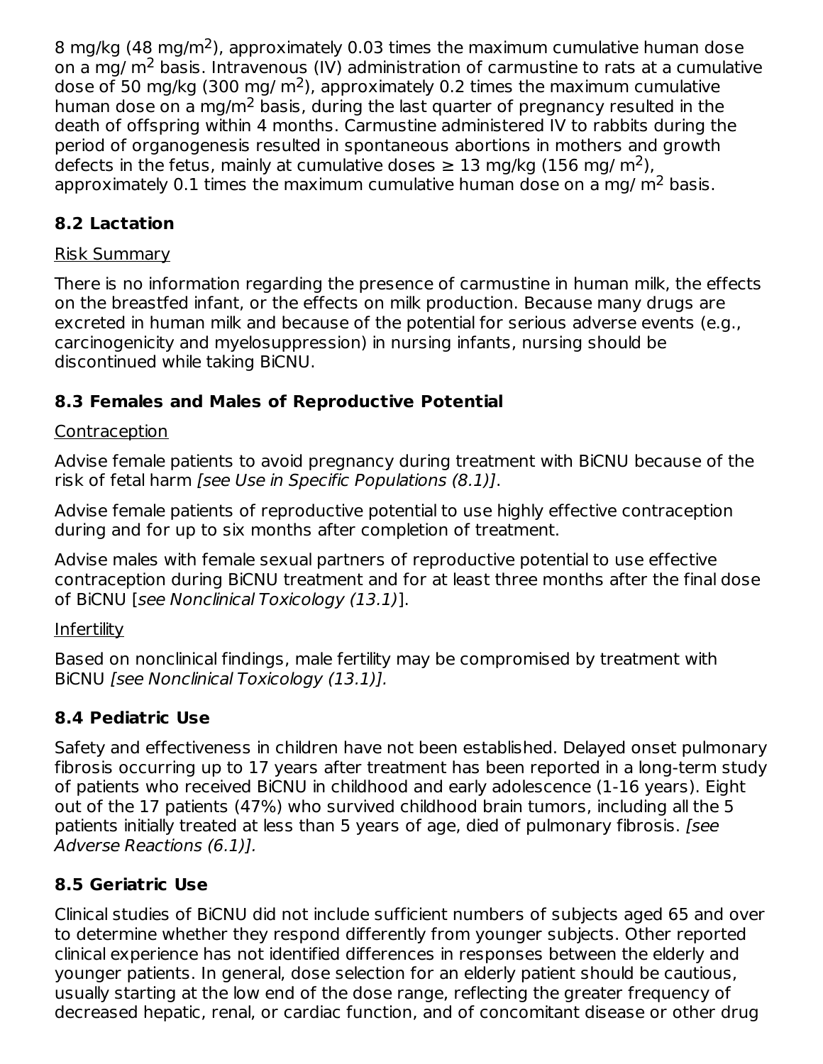8 mg/kg (48 mg/m$^2$), approximately 0.03 times the maximum cumulative human dose on a mg/ m$^2$ basis. Intravenous (IV) administration of carmustine to rats at a cumulative dose of 50 mg/kg (300 mg/ m$^2$), approximately 0.2 times the maximum cumulative human dose on a mg/m$^2$ basis, during the last quarter of pregnancy resulted in the death of offspring within 4 months. Carmustine administered IV to rabbits during the period of organogenesis resulted in spontaneous abortions in mothers and growth defects in the fetus, mainly at cumulative doses ≥ 13 mg/kg (156 mg/ m$^2$), approximately 0.1 times the maximum cumulative human dose on a mg/ m$^2$ basis.

### 8.2 Lactation

Risk Summary

There is no information regarding the presence of carmustine in human milk, the effects on the breastfed infant, or the effects on milk production. Because many drugs are excreted in human milk and because of the potential for serious adverse events (e.g., carcinogenicity and myelosuppression) in nursing infants, nursing should be discontinued while taking BiCNU.

### 8.3 Females and Males of Reproductive Potential

Contraception

Advise female patients to avoid pregnancy during treatment with BiCNU because of the risk of fetal harm *[see Use in Specific Populations (8.1)]*.

Advise female patients of reproductive potential to use highly effective contraception during and for up to six months after completion of treatment.

Advise males with female sexual partners of reproductive potential to use effective contraception during BiCNU treatment and for at least three months after the final dose of BiCNU [*see Nonclinical Toxicology (13.1)*].

Infertility

Based on nonclinical findings, male fertility may be compromised by treatment with BiCNU *[see Nonclinical Toxicology (13.1)].*

### 8.4 Pediatric Use

Safety and effectiveness in children have not been established. Delayed onset pulmonary fibrosis occurring up to 17 years after treatment has been reported in a long-term study of patients who received BiCNU in childhood and early adolescence (1-16 years). Eight out of the 17 patients (47%) who survived childhood brain tumors, including all the 5 patients initially treated at less than 5 years of age, died of pulmonary fibrosis. *[see Adverse Reactions (6.1)].*

### 8.5 Geriatric Use

Clinical studies of BiCNU did not include sufficient numbers of subjects aged 65 and over to determine whether they respond differently from younger subjects. Other reported clinical experience has not identified differences in responses between the elderly and younger patients. In general, dose selection for an elderly patient should be cautious, usually starting at the low end of the dose range, reflecting the greater frequency of decreased hepatic, renal, or cardiac function, and of concomitant disease or other drug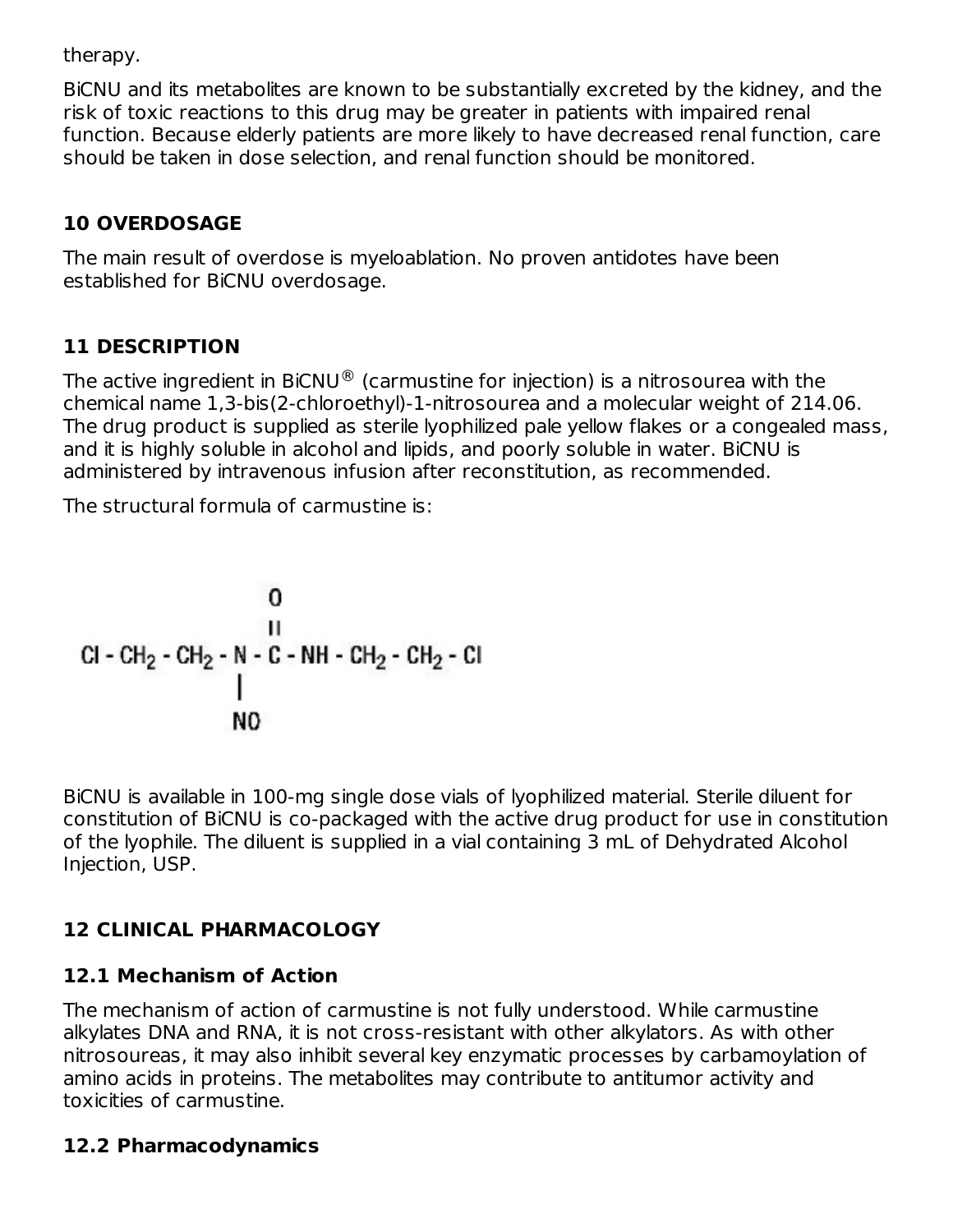therapy.

BiCNU and its metabolites are known to be substantially excreted by the kidney, and the risk of toxic reactions to this drug may be greater in patients with impaired renal function. Because elderly patients are more likely to have decreased renal function, care should be taken in dose selection, and renal function should be monitored.

## 10 OVERDOSAGE

The main result of overdose is myeloablation. No proven antidotes have been established for BiCNU overdosage.

## 11 DESCRIPTION

The active ingredient in BiCNU® (carmustine for injection) is a nitrosourea with the chemical name 1,3-bis(2-chloroethyl)-1-nitrosourea and a molecular weight of 214.06. The drug product is supplied as sterile lyophilized pale yellow flakes or a congealed mass, and it is highly soluble in alcohol and lipids, and poorly soluble in water. BiCNU is administered by intravenous infusion after reconstitution, as recommended.

The structural formula of carmustine is:

```
                     O
                     ||
Cl - CH2 - CH2 - N - C - NH - CH2 - CH2 - Cl
                 |
                 NO
```

BiCNU is available in 100-mg single dose vials of lyophilized material. Sterile diluent for constitution of BiCNU is co-packaged with the active drug product for use in constitution of the lyophile. The diluent is supplied in a vial containing 3 mL of Dehydrated Alcohol Injection, USP.

## 12 CLINICAL PHARMACOLOGY

### 12.1 Mechanism of Action

The mechanism of action of carmustine is not fully understood. While carmustine alkylates DNA and RNA, it is not cross-resistant with other alkylators. As with other nitrosoureas, it may also inhibit several key enzymatic processes by carbamoylation of amino acids in proteins. The metabolites may contribute to antitumor activity and toxicities of carmustine.

### 12.2 Pharmacodynamics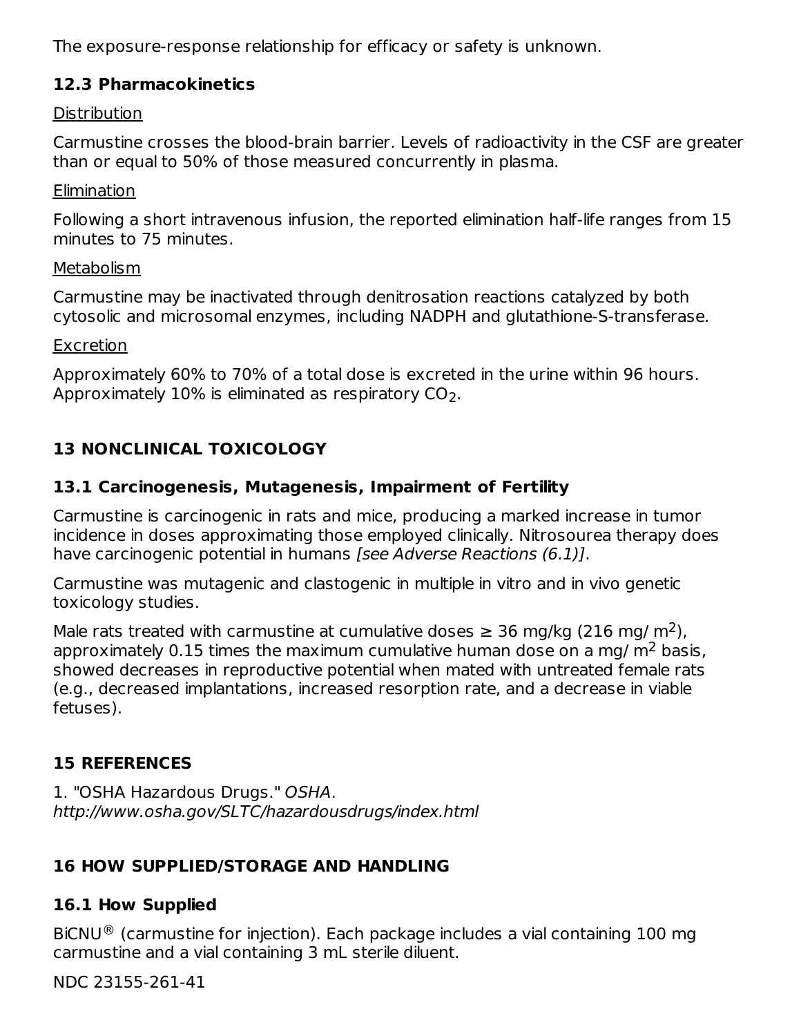The exposure-response relationship for efficacy or safety is unknown.

### 12.3 Pharmacokinetics

Distribution

Carmustine crosses the blood-brain barrier. Levels of radioactivity in the CSF are greater than or equal to 50% of those measured concurrently in plasma.

Elimination

Following a short intravenous infusion, the reported elimination half-life ranges from 15 minutes to 75 minutes.

Metabolism

Carmustine may be inactivated through denitrosation reactions catalyzed by both cytosolic and microsomal enzymes, including NADPH and glutathione-S-transferase.

Excretion

Approximately 60% to 70% of a total dose is excreted in the urine within 96 hours. Approximately 10% is eliminated as respiratory $CO_2$.

## 13 NONCLINICAL TOXICOLOGY

### 13.1 Carcinogenesis, Mutagenesis, Impairment of Fertility

Carmustine is carcinogenic in rats and mice, producing a marked increase in tumor incidence in doses approximating those employed clinically. Nitrosourea therapy does have carcinogenic potential in humans *[see Adverse Reactions (6.1)]*.

Carmustine was mutagenic and clastogenic in multiple in vitro and in vivo genetic toxicology studies.

Male rats treated with carmustine at cumulative doses ≥ 36 mg/kg (216 mg/ $m^2$), approximately 0.15 times the maximum cumulative human dose on a mg/ $m^2$ basis, showed decreases in reproductive potential when mated with untreated female rats (e.g., decreased implantations, increased resorption rate, and a decrease in viable fetuses).

## 15 REFERENCES

1. "OSHA Hazardous Drugs." *OSHA*. *http://www.osha.gov/SLTC/hazardousdrugs/index.html*

## 16 HOW SUPPLIED/STORAGE AND HANDLING

### 16.1 How Supplied

BiCNU® (carmustine for injection). Each package includes a vial containing 100 mg carmustine and a vial containing 3 mL sterile diluent.

NDC 23155-261-41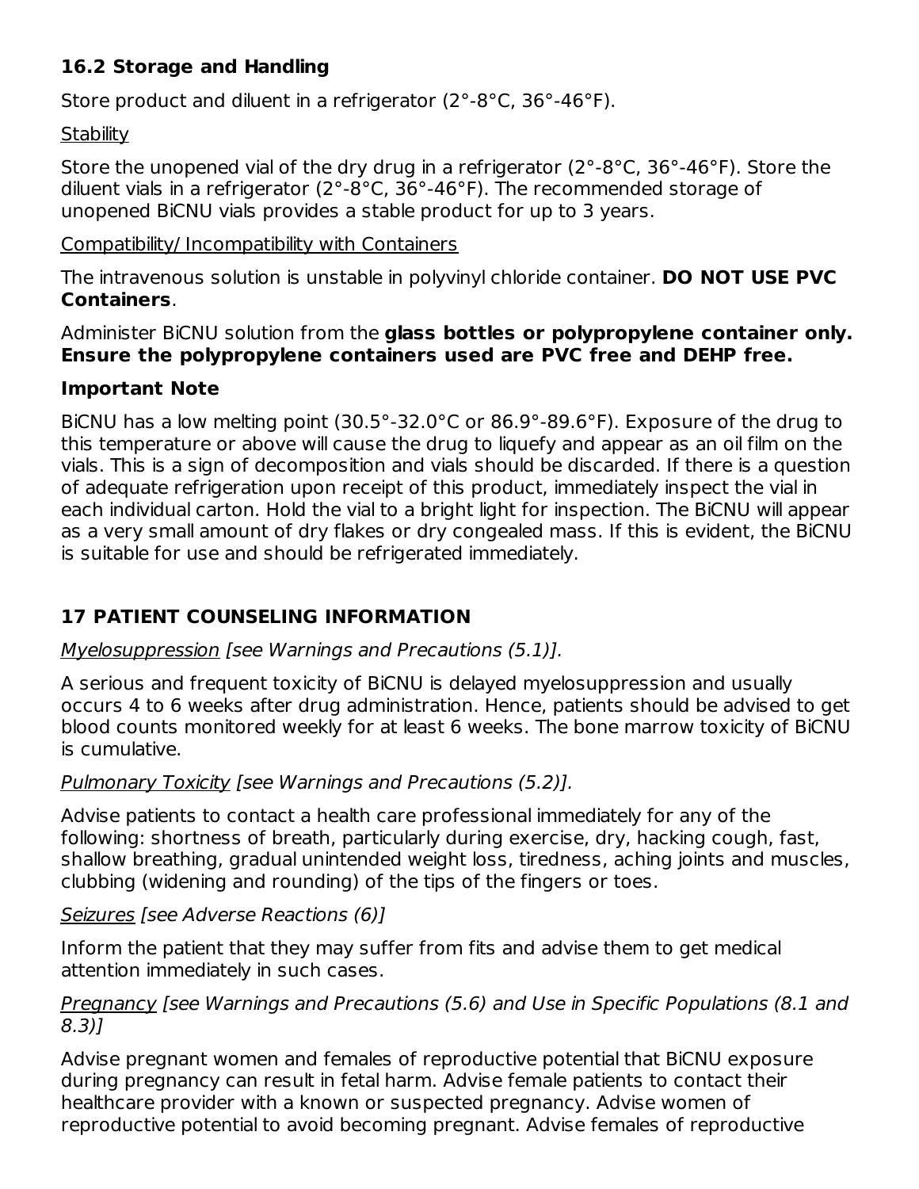## 16.2 Storage and Handling

Store product and diluent in a refrigerator (2°-8°C, 36°-46°F).

Stability

Store the unopened vial of the dry drug in a refrigerator (2°-8°C, 36°-46°F). Store the diluent vials in a refrigerator (2°-8°C, 36°-46°F). The recommended storage of unopened BiCNU vials provides a stable product for up to 3 years.

Compatibility/ Incompatibility with Containers

The intravenous solution is unstable in polyvinyl chloride container. **DO NOT USE PVC Containers**.

Administer BiCNU solution from the **glass bottles or polypropylene container only. Ensure the polypropylene containers used are PVC free and DEHP free.**

**Important Note**

BiCNU has a low melting point (30.5°-32.0°C or 86.9°-89.6°F). Exposure of the drug to this temperature or above will cause the drug to liquefy and appear as an oil film on the vials. This is a sign of decomposition and vials should be discarded. If there is a question of adequate refrigeration upon receipt of this product, immediately inspect the vial in each individual carton. Hold the vial to a bright light for inspection. The BiCNU will appear as a very small amount of dry flakes or dry congealed mass. If this is evident, the BiCNU is suitable for use and should be refrigerated immediately.

## 17 PATIENT COUNSELING INFORMATION

Myelosuppression *[see Warnings and Precautions (5.1)].*

A serious and frequent toxicity of BiCNU is delayed myelosuppression and usually occurs 4 to 6 weeks after drug administration. Hence, patients should be advised to get blood counts monitored weekly for at least 6 weeks. The bone marrow toxicity of BiCNU is cumulative.

Pulmonary Toxicity *[see Warnings and Precautions (5.2)].*

Advise patients to contact a health care professional immediately for any of the following: shortness of breath, particularly during exercise, dry, hacking cough, fast, shallow breathing, gradual unintended weight loss, tiredness, aching joints and muscles, clubbing (widening and rounding) of the tips of the fingers or toes.

Seizures *[see Adverse Reactions (6)]*

Inform the patient that they may suffer from fits and advise them to get medical attention immediately in such cases.

Pregnancy *[see Warnings and Precautions (5.6) and Use in Specific Populations (8.1 and 8.3)]*

Advise pregnant women and females of reproductive potential that BiCNU exposure during pregnancy can result in fetal harm. Advise female patients to contact their healthcare provider with a known or suspected pregnancy. Advise women of reproductive potential to avoid becoming pregnant. Advise females of reproductive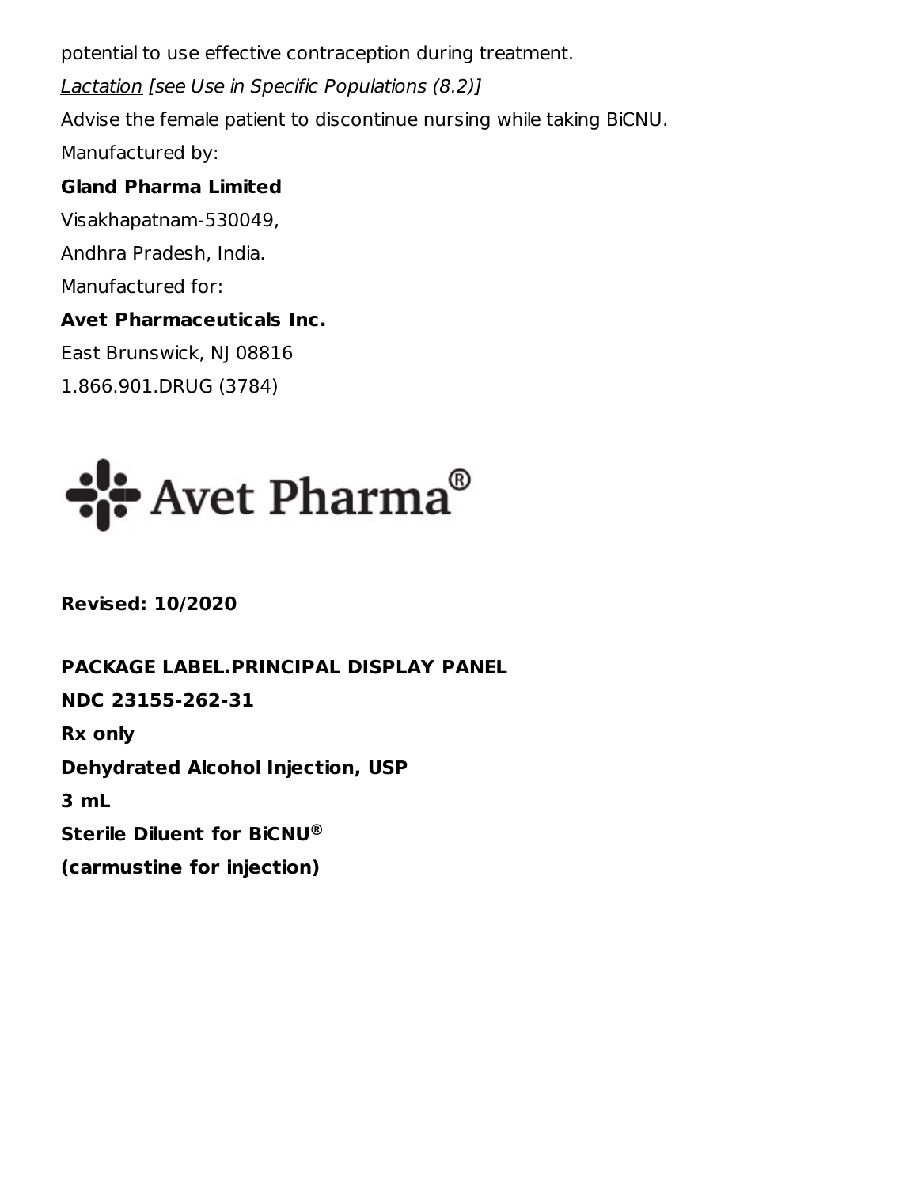potential to use effective contraception during treatment.

*Lactation [see Use in Specific Populations (8.2)]*

Advise the female patient to discontinue nursing while taking BiCNU.

Manufactured by:

**Gland Pharma Limited**

Visakhapatnam-530049,

Andhra Pradesh, India.

Manufactured for:

**Avet Pharmaceuticals Inc.**

East Brunswick, NJ 08816

1.866.901.DRUG (3784)

Avet Pharma®

**Revised: 10/2020**

**PACKAGE LABEL.PRINCIPAL DISPLAY PANEL**

**NDC 23155-262-31**

**Rx only**

**Dehydrated Alcohol Injection, USP**

**3 mL**

**Sterile Diluent for BiCNU®**

**(carmustine for injection)**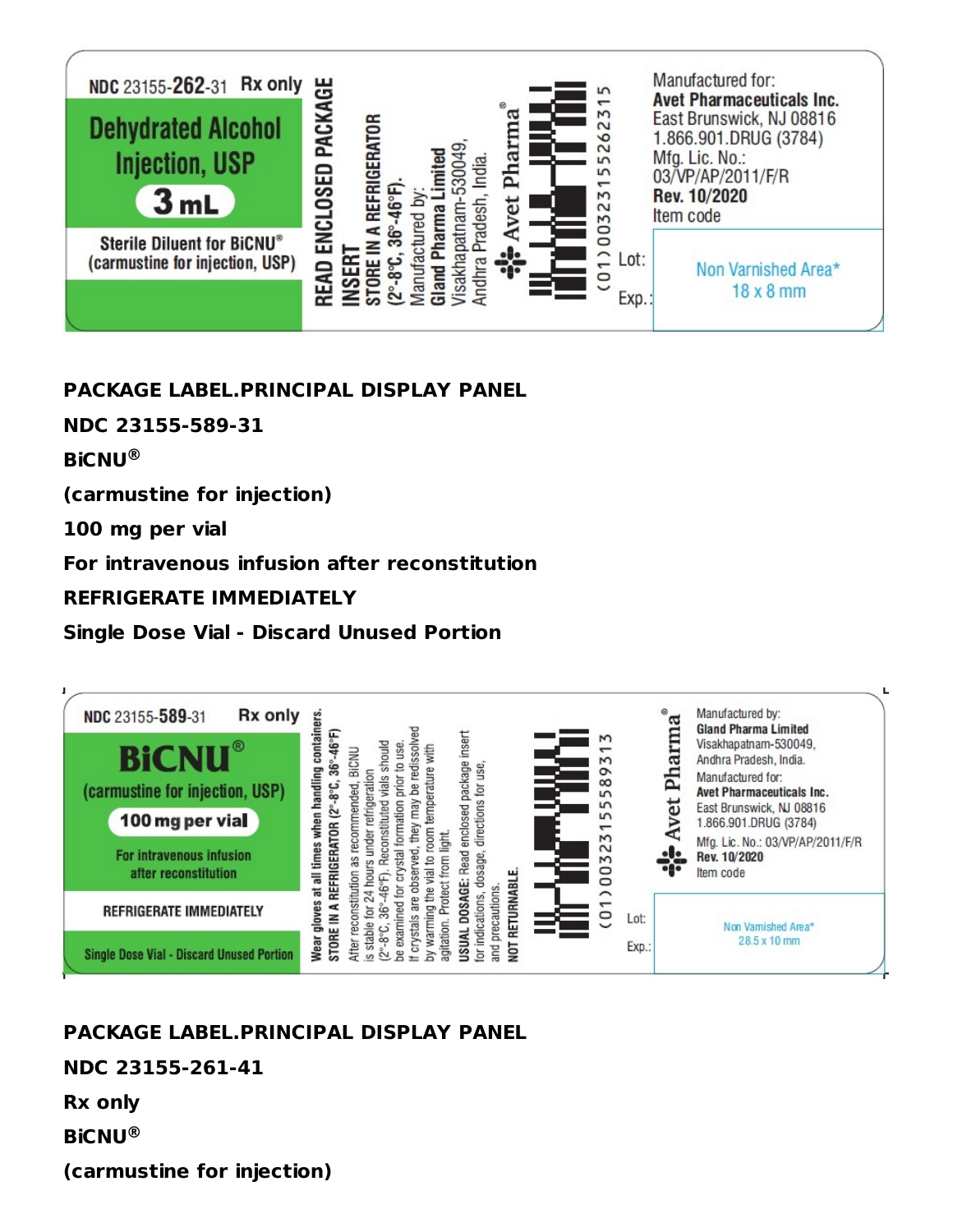NDC 23155-262-31 Rx only

**Dehydrated Alcohol Injection, USP**

**3 mL**

Sterile Diluent for BiCNU®
(carmustine for injection, USP)

READ ENCLOSED PACKAGE INSERT

STORE IN A REFRIGERATOR (2°-8°C, 36°-46°F).

Manufactured by:
Gland Pharma Limited
Visakhapatnam-530049,
Andhra Pradesh, India.

Avet Pharma®

(01) 00323155262315

Lot:

Exp.:

Manufactured for:
**Avet Pharmaceuticals Inc.**
East Brunswick, NJ 08816
1.866.901.DRUG (3784)
Mfg. Lic. No.:
03/VP/AP/2011/F/R
**Rev. 10/2020**
Item code

Non Varnished Area*
18 x 8 mm

**PACKAGE LABEL.PRINCIPAL DISPLAY PANEL**

**NDC 23155-589-31**

**BiCNU®**

**(carmustine for injection)**

**100 mg per vial**

**For intravenous infusion after reconstitution**

**REFRIGERATE IMMEDIATELY**

**Single Dose Vial - Discard Unused Portion**

NDC 23155-589-31 Rx only

**BiCNU®**

(carmustine for injection, USP)

**100 mg per vial**

For intravenous infusion after reconstitution

REFRIGERATE IMMEDIATELY

Single Dose Vial - Discard Unused Portion

**Wear gloves at all times when handling containers.**
**STORE IN A REFRIGERATOR (2°-8°C, 36°-46°F)**
After reconstitution as recommended, BiCNU is stable for 24 hours under refrigeration (2°-8°C, 36°-46°F). Reconstituted vials should be examined for crystal formation prior to use. If crystals are observed, they may be redissolved by warming the vial to room temperature with agitation. Protect from light.
**USUAL DOSAGE:** Read enclosed package insert for indications, dosage, directions for use, and precautions.
**NOT RETURNABLE.**

(01) 00323155589313

Lot:

Exp.:

Avet Pharma®

Manufactured by:
**Gland Pharma Limited**
Visakhapatnam-530049,
Andhra Pradesh, India.
Manufactured for:
**Avet Pharmaceuticals Inc.**
East Brunswick, NJ 08816
1.866.901.DRUG (3784)
Mfg. Lic. No.: 03/VP/AP/2011/F/R
**Rev. 10/2020**
Item code

Non Varnished Area*
28.5 x 10 mm

**PACKAGE LABEL.PRINCIPAL DISPLAY PANEL**

**NDC 23155-261-41**

**Rx only**

**BiCNU®**

**(carmustine for injection)**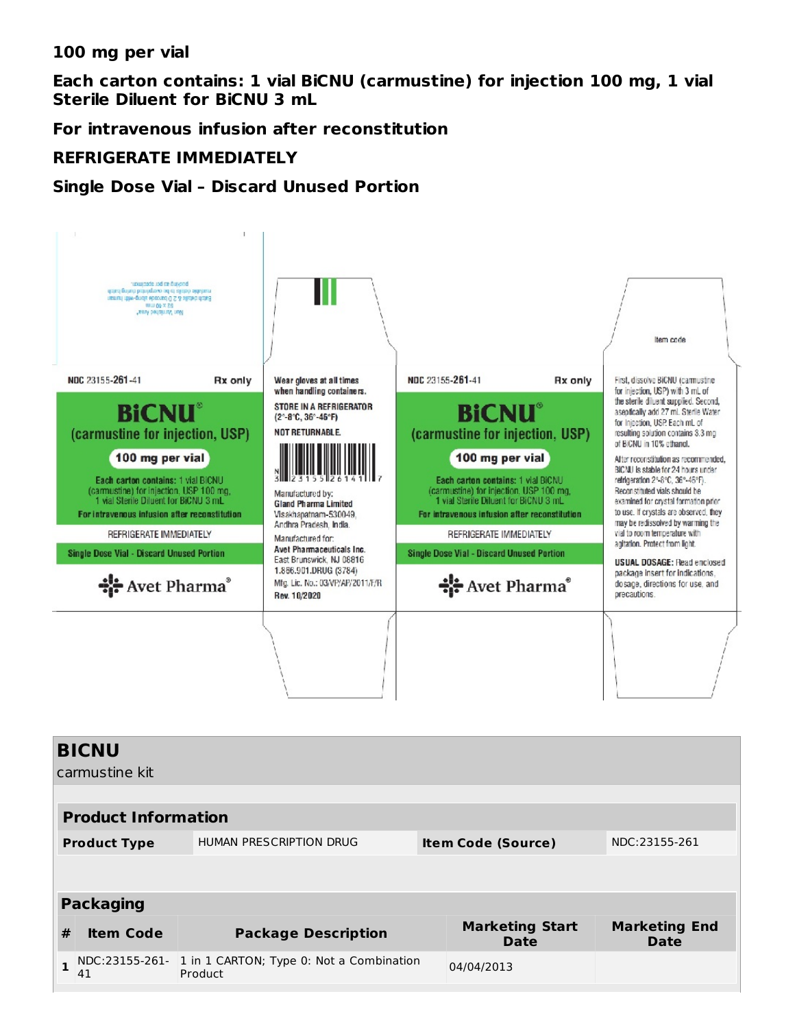**100 mg per vial**

**Each carton contains: 1 vial BiCNU (carmustine) for injection 100 mg, 1 vial Sterile Diluent for BiCNU 3 mL**

**For intravenous infusion after reconstitution**

**REFRIGERATE IMMEDIATELY**

**Single Dose Vial – Discard Unused Portion**

NDC 23155-261-41 Rx only

BiCNU®
(carmustine for injection, USP)

100 mg per vial

Each carton contains: 1 vial BiCNU (carmustine) for injection, USP 100 mg, 1 vial Sterile Diluent for BiCNU 3 mL

For intravenous infusion after reconstitution

REFRIGERATE IMMEDIATELY

Single Dose Vial - Discard Unused Portion

Avet Pharma®

Wear gloves at all times when handling containers.

STORE IN A REFRIGERATOR (2°-8°C, 36°-46°F)

NOT RETURNABLE.

N 3 23155 26141 7

Manufactured by:
Gland Pharma Limited
Visakhapatnam-530049, Andhra Pradesh, India.

Manufactured for:
Avet Pharmaceuticals Inc.
East Brunswick, NJ 08816
1.866.901.DRUG (3784)
Mfg. Lic. No.: 03/VP/AP/2011/F/R
Rev. 10/2020

Item code

First, dissolve BiCNU (carmustine for injection, USP) with 3 mL of the sterile diluent supplied. Second, aseptically add 27 mL Sterile Water for Injection, USP. Each mL of resulting solution contains 3.3 mg of BiCNU in 10% ethanol.

After reconstitution as recommended, BiCNU is stable for 24 hours under refrigeration 2°-8°C, 36°-46°F). Reconstituted vials should be examined for crystal formation prior to use. If crystals are observed, they may be redissolved by warming the vial to room temperature with agitation. Protect from light.

**USUAL DOSAGE:** Read enclosed package insert for indications, dosage, directions for use, and precautions.

## BICNU

carmustine kit

| **Product Information** | | | |
|---|---|---|---|
| **Product Type** | HUMAN PRESCRIPTION DRUG | **Item Code (Source)** | NDC:23155-261 |

| **Packaging** | | | | |
|---|---|---|---|---|
| **#** | **Item Code** | **Package Description** | **Marketing Start Date** | **Marketing End Date** |
| 1 | NDC:23155-261-41 | 1 in 1 CARTON; Type 0: Not a Combination Product | 04/04/2013 | |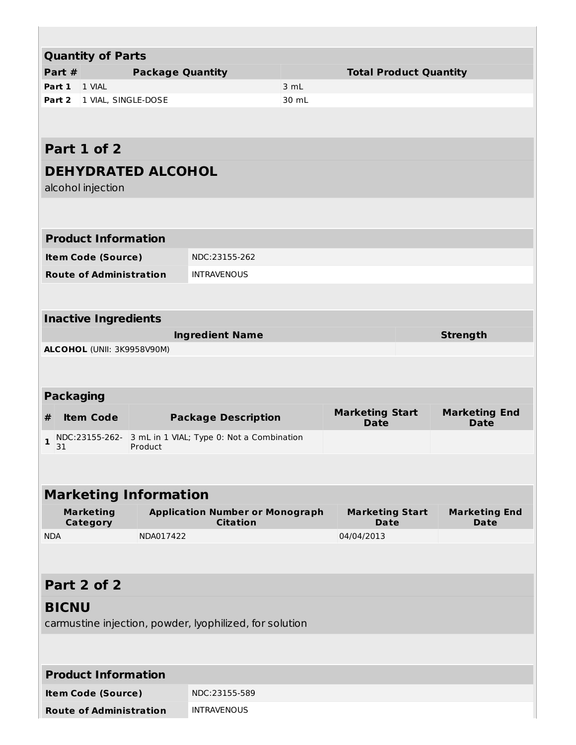## Quantity of Parts

| Part # | Package Quantity | Total Product Quantity |
|---|---|---|
| **Part 1** | 1 VIAL | 3 mL |
| **Part 2** | 1 VIAL, SINGLE-DOSE | 30 mL |

## Part 1 of 2

## DEHYDRATED ALCOHOL

alcohol injection

| Product Information | |
|---|---|
| **Item Code (Source)** | NDC:23155-262 |
| **Route of Administration** | INTRAVENOUS |

### Inactive Ingredients

| Ingredient Name | Strength |
|---|---|
| **ALCOHOL** (UNII: 3K9958V90M) | |

### Packaging

| # | Item Code | Package Description | Marketing Start Date | Marketing End Date |
|---|---|---|---|---|
| 1 | NDC:23155-262-31 | 3 mL in 1 VIAL; Type 0: Not a Combination Product | | |

### Marketing Information

| Marketing Category | Application Number or Monograph Citation | Marketing Start Date | Marketing End Date |
|---|---|---|---|
| NDA | NDA017422 | 04/04/2013 | |

## Part 2 of 2

## BICNU

carmustine injection, powder, lyophilized, for solution

| Product Information | |
|---|---|
| **Item Code (Source)** | NDC:23155-589 |
| **Route of Administration** | INTRAVENOUS |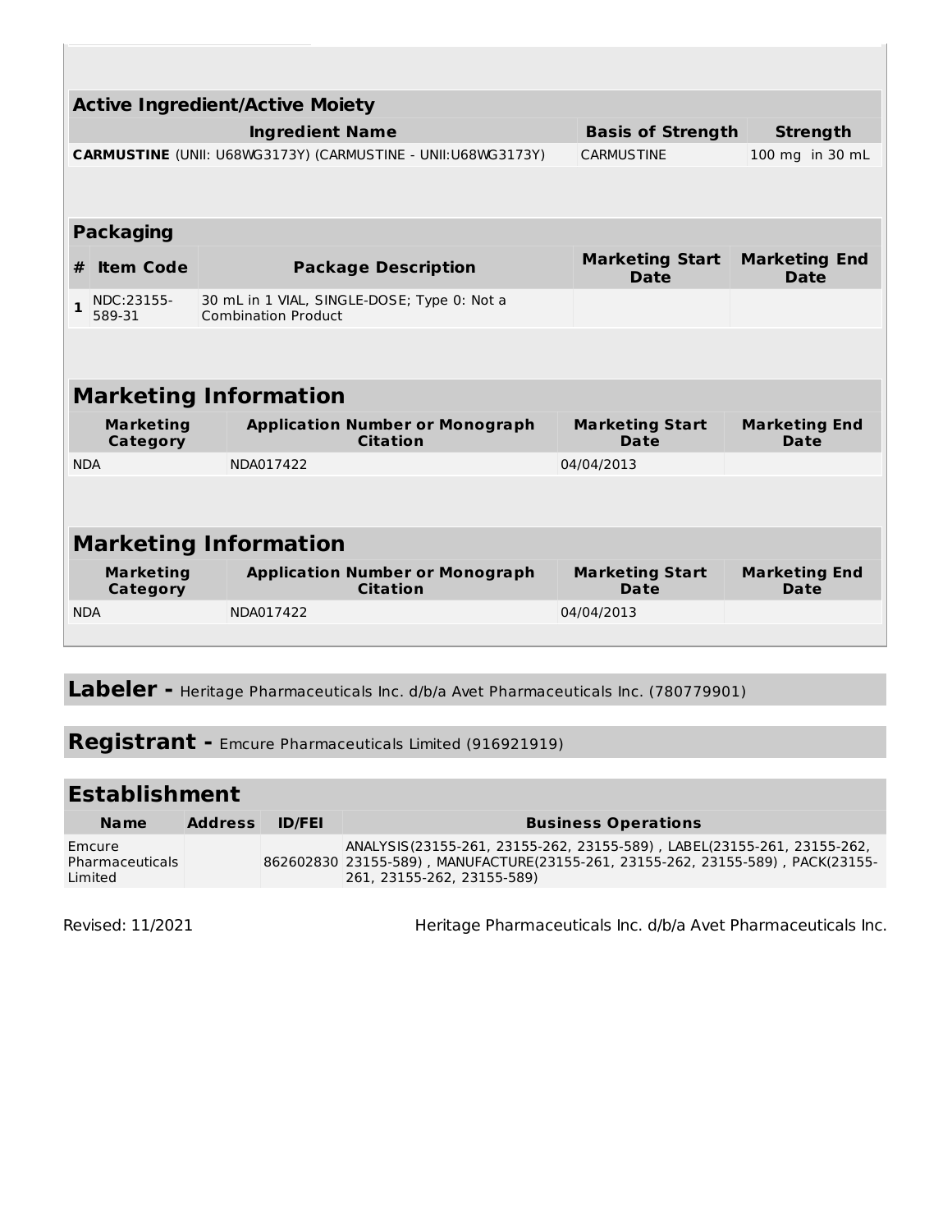## Active Ingredient/Active Moiety

| Ingredient Name | Basis of Strength | Strength |
|---|---|---|
| **CARMUSTINE** (UNII: U68WG3173Y) (CARMUSTINE - UNII:U68WG3173Y) | CARMUSTINE | 100 mg in 30 mL |

## Packaging

| # | Item Code | Package Description | Marketing Start Date | Marketing End Date |
|---|---|---|---|---|
| 1 | NDC:23155-589-31 | 30 mL in 1 VIAL, SINGLE-DOSE; Type 0: Not a Combination Product | | |

## Marketing Information

| Marketing Category | Application Number or Monograph Citation | Marketing Start Date | Marketing End Date |
|---|---|---|---|
| NDA | NDA017422 | 04/04/2013 | |

## Marketing Information

| Marketing Category | Application Number or Monograph Citation | Marketing Start Date | Marketing End Date |
|---|---|---|---|
| NDA | NDA017422 | 04/04/2013 | |

## Labeler - Heritage Pharmaceuticals Inc. d/b/a Avet Pharmaceuticals Inc. (780779901)

## Registrant - Emcure Pharmaceuticals Limited (916921919)

## Establishment

| Name | Address | ID/FEI | Business Operations |
|---|---|---|---|
| Emcure Pharmaceuticals Limited | | 862602830 | ANALYSIS(23155-261, 23155-262, 23155-589) , LABEL(23155-261, 23155-262, 23155-589) , MANUFACTURE(23155-261, 23155-262, 23155-589) , PACK(23155-261, 23155-262, 23155-589) |

Revised: 11/2021

Heritage Pharmaceuticals Inc. d/b/a Avet Pharmaceuticals Inc.